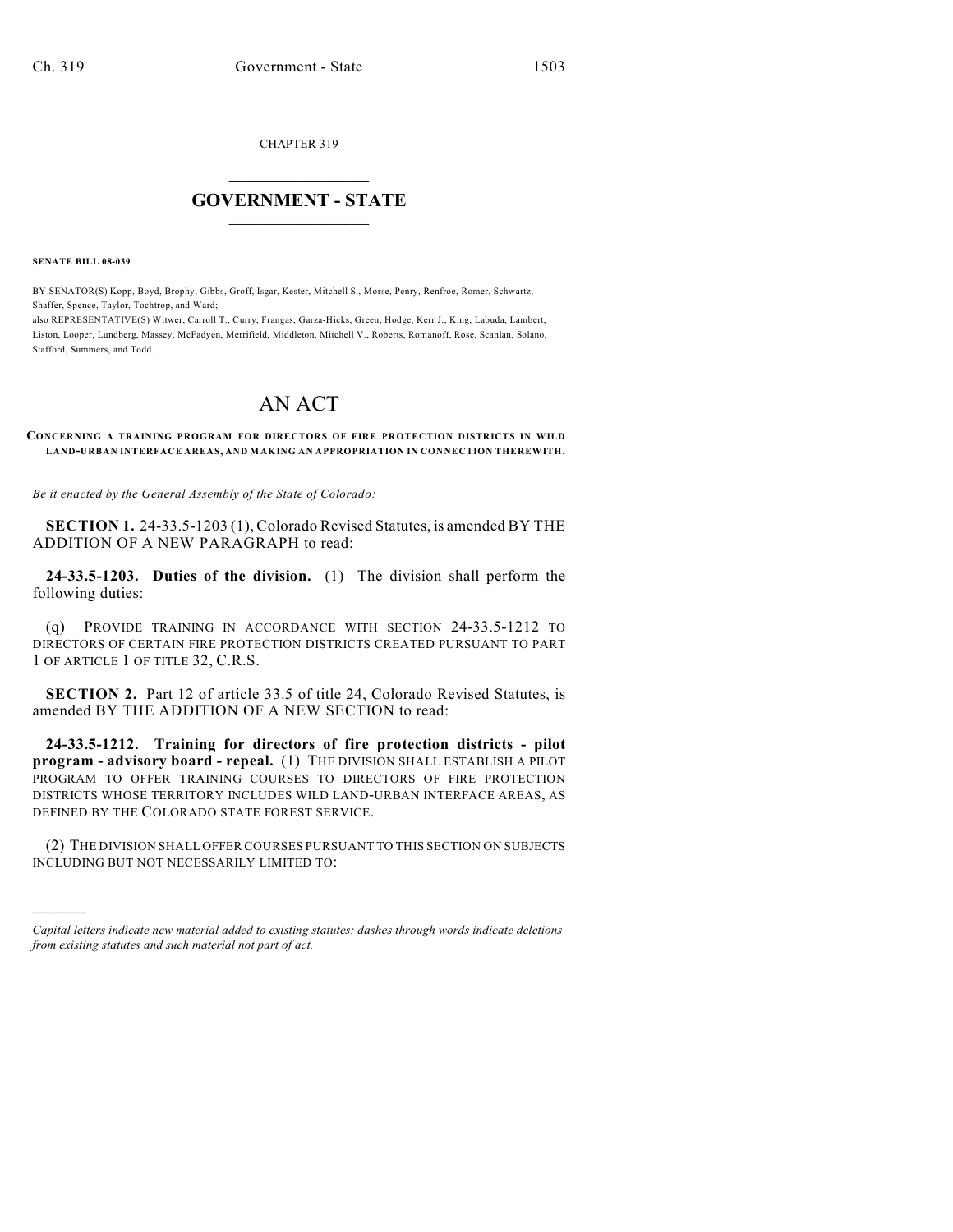CHAPTER 319

# GOVERNMENT - STATE

**SENATE BILL 08-039**

BY SENATOR(S) Kopp, Boyd, Brophy, Gibbs, Groff, Isgar, Kester, Mitchell S., Morse, Penry, Renfroe, Romer, Schwartz, Shaffer, Spence, Taylor, Tochtrop, and Ward;

also REPRESENTATIVE(S) Witwer, Carroll T., Curry, Frangas, Garza-Hicks, Green, Hodge, Kerr J., King, Labuda, Lambert, Liston, Looper, Lundberg, Massey, McFadyen, Merrifield, Middleton, Mitchell V., Roberts, Romanoff, Rose, Scanlan, Solano, Stafford, Summers, and Todd.

# AN ACT

**CONCERNING A TRAINING PROGRAM FOR DIRECTORS OF FIRE PROTECTION DISTRICTS IN WILD LAND-URBAN INTERFACE AREAS, AND MAKING AN APPROPRIATION IN CONNECTION THEREWITH.**

*Be it enacted by the General Assembly of the State of Colorado:*

**SECTION 1.** 24-33.5-1203 (1), Colorado Revised Statutes, is amended BY THE ADDITION OF A NEW PARAGRAPH to read:

**24-33.5-1203. Duties of the division.** (1) The division shall perform the following duties:

(q) PROVIDE TRAINING IN ACCORDANCE WITH SECTION 24-33.5-1212 TO DIRECTORS OF CERTAIN FIRE PROTECTION DISTRICTS CREATED PURSUANT TO PART 1 OF ARTICLE 1 OF TITLE 32, C.R.S.

**SECTION 2.** Part 12 of article 33.5 of title 24, Colorado Revised Statutes, is amended BY THE ADDITION OF A NEW SECTION to read:

**24-33.5-1212. Training for directors of fire protection districts - pilot program - advisory board - repeal.** (1) THE DIVISION SHALL ESTABLISH A PILOT PROGRAM TO OFFER TRAINING COURSES TO DIRECTORS OF FIRE PROTECTION DISTRICTS WHOSE TERRITORY INCLUDES WILD LAND-URBAN INTERFACE AREAS, AS DEFINED BY THE COLORADO STATE FOREST SERVICE.

(2) THE DIVISION SHALL OFFER COURSES PURSUANT TO THIS SECTION ON SUBJECTS INCLUDING BUT NOT NECESSARILY LIMITED TO:

---

*Capital letters indicate new material added to existing statutes; dashes through words indicate deletions from existing statutes and such material not part of act.*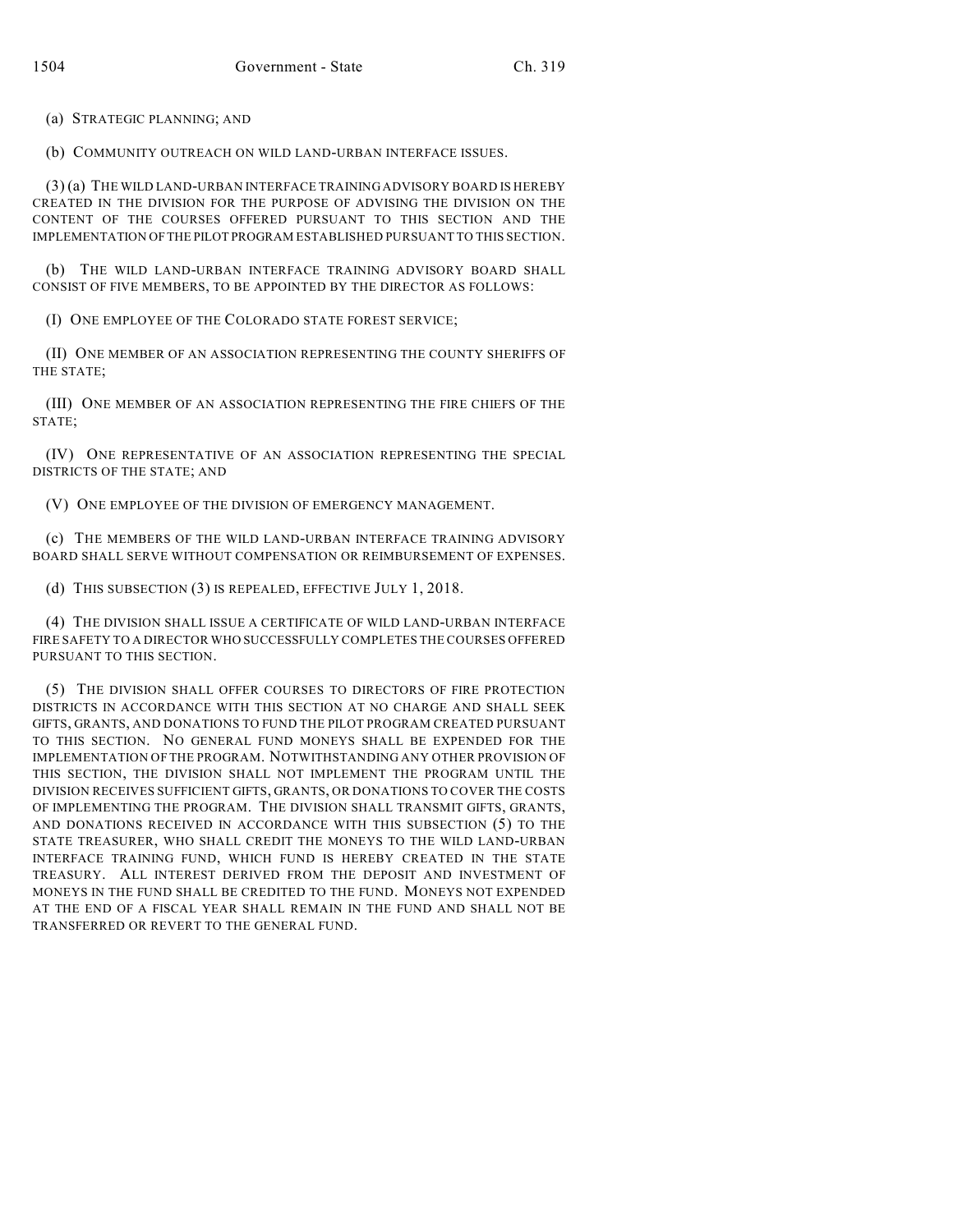(a) STRATEGIC PLANNING; AND

(b) COMMUNITY OUTREACH ON WILD LAND-URBAN INTERFACE ISSUES.

(3) (a) THE WILD LAND-URBAN INTERFACE TRAINING ADVISORY BOARD IS HEREBY CREATED IN THE DIVISION FOR THE PURPOSE OF ADVISING THE DIVISION ON THE CONTENT OF THE COURSES OFFERED PURSUANT TO THIS SECTION AND THE IMPLEMENTATION OF THE PILOT PROGRAM ESTABLISHED PURSUANT TO THIS SECTION.

(b) THE WILD LAND-URBAN INTERFACE TRAINING ADVISORY BOARD SHALL CONSIST OF FIVE MEMBERS, TO BE APPOINTED BY THE DIRECTOR AS FOLLOWS:

(I) ONE EMPLOYEE OF THE COLORADO STATE FOREST SERVICE;

(II) ONE MEMBER OF AN ASSOCIATION REPRESENTING THE COUNTY SHERIFFS OF THE STATE;

(III) ONE MEMBER OF AN ASSOCIATION REPRESENTING THE FIRE CHIEFS OF THE STATE;

(IV) ONE REPRESENTATIVE OF AN ASSOCIATION REPRESENTING THE SPECIAL DISTRICTS OF THE STATE; AND

(V) ONE EMPLOYEE OF THE DIVISION OF EMERGENCY MANAGEMENT.

(c) THE MEMBERS OF THE WILD LAND-URBAN INTERFACE TRAINING ADVISORY BOARD SHALL SERVE WITHOUT COMPENSATION OR REIMBURSEMENT OF EXPENSES.

(d) THIS SUBSECTION (3) IS REPEALED, EFFECTIVE JULY 1, 2018.

(4) THE DIVISION SHALL ISSUE A CERTIFICATE OF WILD LAND-URBAN INTERFACE FIRE SAFETY TO A DIRECTOR WHO SUCCESSFULLY COMPLETES THE COURSES OFFERED PURSUANT TO THIS SECTION.

(5) THE DIVISION SHALL OFFER COURSES TO DIRECTORS OF FIRE PROTECTION DISTRICTS IN ACCORDANCE WITH THIS SECTION AT NO CHARGE AND SHALL SEEK GIFTS, GRANTS, AND DONATIONS TO FUND THE PILOT PROGRAM CREATED PURSUANT TO THIS SECTION. NO GENERAL FUND MONEYS SHALL BE EXPENDED FOR THE IMPLEMENTATION OF THE PROGRAM. NOTWITHSTANDING ANY OTHER PROVISION OF THIS SECTION, THE DIVISION SHALL NOT IMPLEMENT THE PROGRAM UNTIL THE DIVISION RECEIVES SUFFICIENT GIFTS, GRANTS, OR DONATIONS TO COVER THE COSTS OF IMPLEMENTING THE PROGRAM. THE DIVISION SHALL TRANSMIT GIFTS, GRANTS, AND DONATIONS RECEIVED IN ACCORDANCE WITH THIS SUBSECTION (5) TO THE STATE TREASURER, WHO SHALL CREDIT THE MONEYS TO THE WILD LAND-URBAN INTERFACE TRAINING FUND, WHICH FUND IS HEREBY CREATED IN THE STATE TREASURY. ALL INTEREST DERIVED FROM THE DEPOSIT AND INVESTMENT OF MONEYS IN THE FUND SHALL BE CREDITED TO THE FUND. MONEYS NOT EXPENDED AT THE END OF A FISCAL YEAR SHALL REMAIN IN THE FUND AND SHALL NOT BE TRANSFERRED OR REVERT TO THE GENERAL FUND.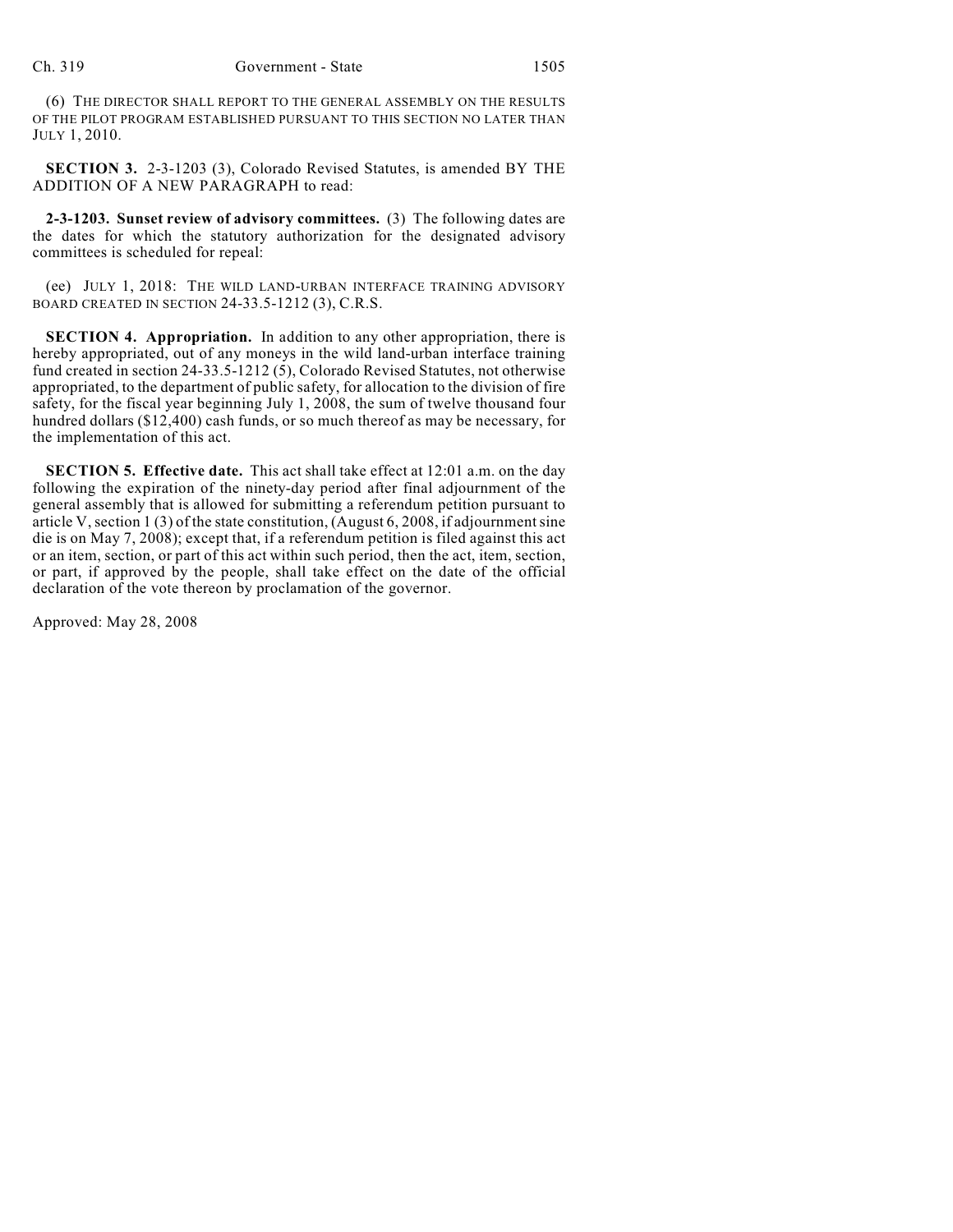(6) THE DIRECTOR SHALL REPORT TO THE GENERAL ASSEMBLY ON THE RESULTS OF THE PILOT PROGRAM ESTABLISHED PURSUANT TO THIS SECTION NO LATER THAN JULY 1, 2010.

**SECTION 3.** 2-3-1203 (3), Colorado Revised Statutes, is amended BY THE ADDITION OF A NEW PARAGRAPH to read:

**2-3-1203. Sunset review of advisory committees.** (3) The following dates are the dates for which the statutory authorization for the designated advisory committees is scheduled for repeal:

(ee) JULY 1, 2018: THE WILD LAND-URBAN INTERFACE TRAINING ADVISORY BOARD CREATED IN SECTION 24-33.5-1212 (3), C.R.S.

**SECTION 4. Appropriation.** In addition to any other appropriation, there is hereby appropriated, out of any moneys in the wild land-urban interface training fund created in section 24-33.5-1212 (5), Colorado Revised Statutes, not otherwise appropriated, to the department of public safety, for allocation to the division of fire safety, for the fiscal year beginning July 1, 2008, the sum of twelve thousand four hundred dollars ($12,400) cash funds, or so much thereof as may be necessary, for the implementation of this act.

**SECTION 5. Effective date.** This act shall take effect at 12:01 a.m. on the day following the expiration of the ninety-day period after final adjournment of the general assembly that is allowed for submitting a referendum petition pursuant to article V, section 1 (3) of the state constitution, (August 6, 2008, if adjournment sine die is on May 7, 2008); except that, if a referendum petition is filed against this act or an item, section, or part of this act within such period, then the act, item, section, or part, if approved by the people, shall take effect on the date of the official declaration of the vote thereon by proclamation of the governor.

Approved: May 28, 2008